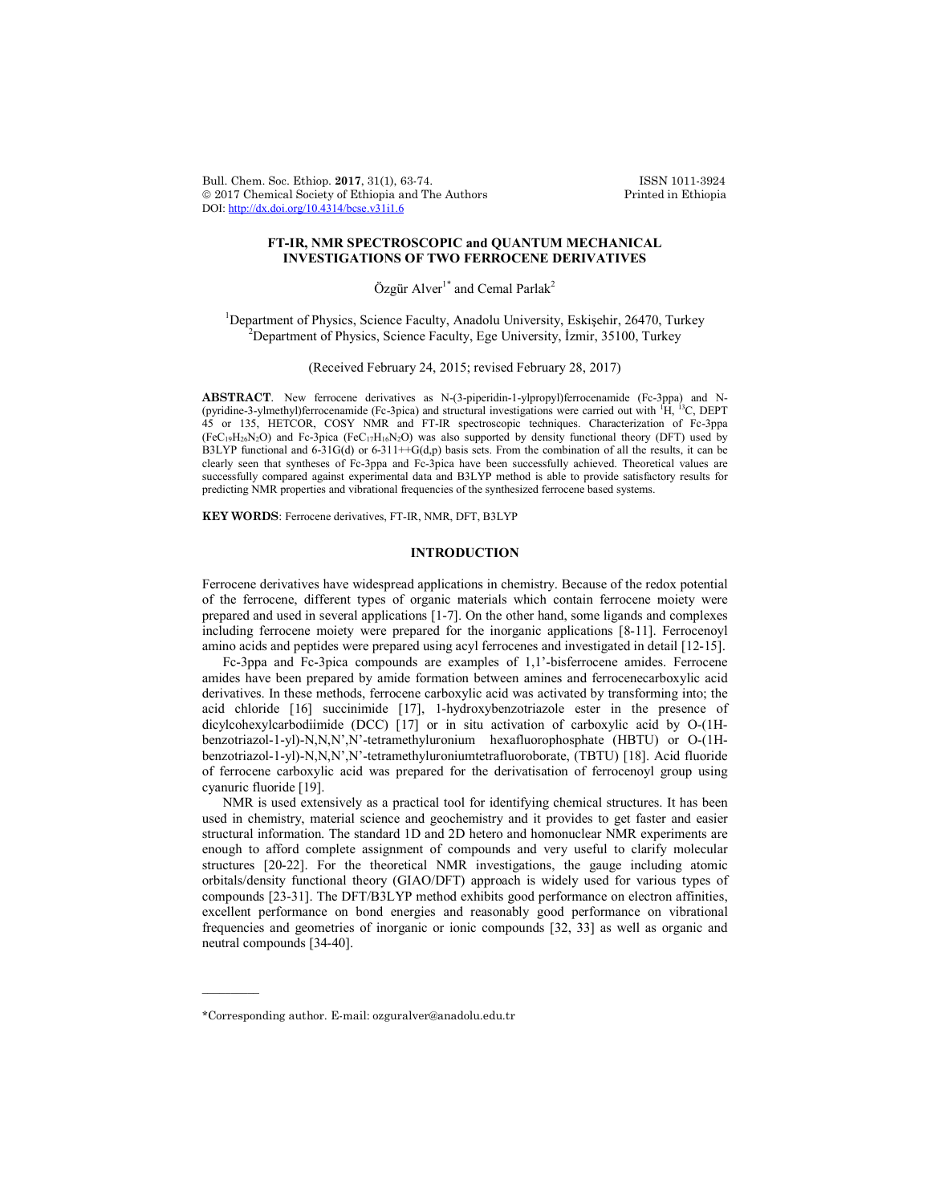# FT-IR, NMR SPECTROSCOPIC and QUANTUM MECHANICAL INVESTIGATIONS OF TWO FERROCENE DERIVATIVES

Özgür Alver[1*] and Cemal Parlak[2]

[1]Department of Physics, Science Faculty, Anadolu University, Eskişehir, 26470, Turkey
[2]Department of Physics, Science Faculty, Ege University, İzmir, 35100, Turkey

(Received February 24, 2015; revised February 28, 2017)

**ABSTRACT**. New ferrocene derivatives as N-(3-piperidin-1-ylpropyl)ferrocenamide (Fc-3ppa) and N-(pyridine-3-ylmethyl)ferrocenamide (Fc-3pica) and structural investigations were carried out with $^{1}H$, $^{13}C$, DEPT 45 or 135, HETCOR, COSY NMR and FT-IR spectroscopic techniques. Characterization of Fc-3ppa ($FeC_{19}H_{26}N_2O$) and Fc-3pica ($FeC_{17}H_{16}N_2O$) was also supported by density functional theory (DFT) used by B3LYP functional and 6-31G(d) or 6-311++G(d,p) basis sets. From the combination of all the results, it can be clearly seen that syntheses of Fc-3ppa and Fc-3pica have been successfully achieved. Theoretical values are successfully compared against experimental data and B3LYP method is able to provide satisfactory results for predicting NMR properties and vibrational frequencies of the synthesized ferrocene based systems.

**KEY WORDS**: Ferrocene derivatives, FT-IR, NMR, DFT, B3LYP

## INTRODUCTION

Ferrocene derivatives have widespread applications in chemistry. Because of the redox potential of the ferrocene, different types of organic materials which contain ferrocene moiety were prepared and used in several applications [1-7]. On the other hand, some ligands and complexes including ferrocene moiety were prepared for the inorganic applications [8-11]. Ferrocenoyl amino acids and peptides were prepared using acyl ferrocenes and investigated in detail [12-15].

Fc-3ppa and Fc-3pica compounds are examples of 1,1'-bisferrocene amides. Ferrocene amides have been prepared by amide formation between amines and ferrocenecarboxylic acid derivatives. In these methods, ferrocene carboxylic acid was activated by transforming into; the acid chloride [16] succinimide [17], 1-hydroxybenzotriazole ester in the presence of dicylcohexylcarbodiimide (DCC) [17] or in situ activation of carboxylic acid by O-(1H-benzotriazol-1-yl)-N,N,N',N'-tetramethyluronium hexafluorophosphate (HBTU) or O-(1H-benzotriazol-1-yl)-N,N,N',N'-tetramethyluroniumtetrafluoroborate, (TBTU) [18]. Acid fluoride of ferrocene carboxylic acid was prepared for the derivatisation of ferrocenoyl group using cyanuric fluoride [19].

NMR is used extensively as a practical tool for identifying chemical structures. It has been used in chemistry, material science and geochemistry and it provides to get faster and easier structural information. The standard 1D and 2D hetero and homonuclear NMR experiments are enough to afford complete assignment of compounds and very useful to clarify molecular structures [20-22]. For the theoretical NMR investigations, the gauge including atomic orbitals/density functional theory (GIAO/DFT) approach is widely used for various types of compounds [23-31]. The DFT/B3LYP method exhibits good performance on electron affinities, excellent performance on bond energies and reasonably good performance on vibrational frequencies and geometries of inorganic or ionic compounds [32, 33] as well as organic and neutral compounds [34-40].

---

*Corresponding author. E-mail: ozguralver@anadolu.edu.tr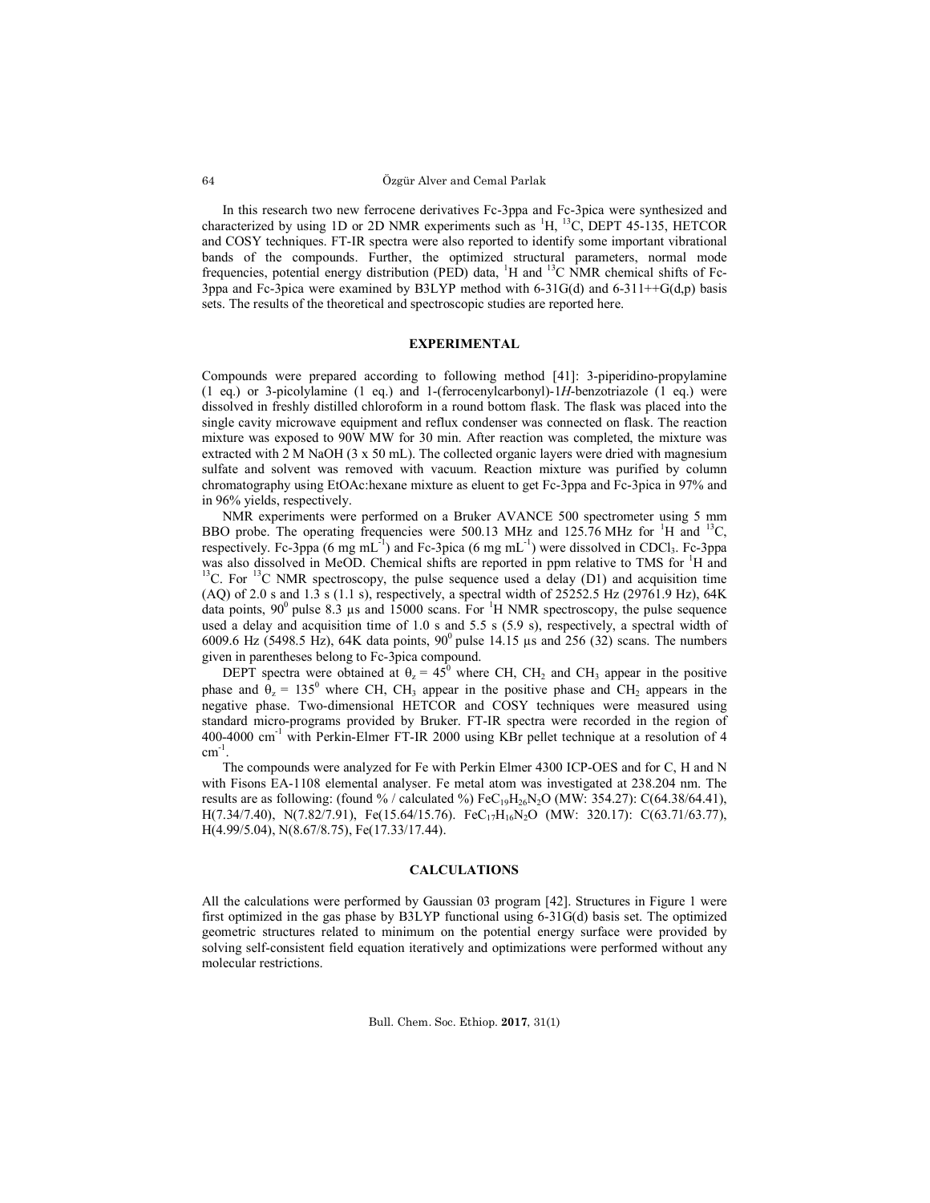In this research two new ferrocene derivatives Fc-3ppa and Fc-3pica were synthesized and characterized by using 1D or 2D NMR experiments such as $^{1}H$, $^{13}C$, DEPT 45-135, HETCOR and COSY techniques. FT-IR spectra were also reported to identify some important vibrational bands of the compounds. Further, the optimized structural parameters, normal mode frequencies, potential energy distribution (PED) data, $^{1}H$ and $^{13}C$ NMR chemical shifts of Fc-3ppa and Fc-3pica were examined by B3LYP method with 6-31G(d) and 6-311++G(d,p) basis sets. The results of the theoretical and spectroscopic studies are reported here.

## EXPERIMENTAL

Compounds were prepared according to following method [41]: 3-piperidino-propylamine (1 eq.) or 3-picolylamine (1 eq.) and 1-(ferrocenylcarbonyl)-1*H*-benzotriazole (1 eq.) were dissolved in freshly distilled chloroform in a round bottom flask. The flask was placed into the single cavity microwave equipment and reflux condenser was connected on flask. The reaction mixture was exposed to 90W MW for 30 min. After reaction was completed, the mixture was extracted with 2 M NaOH (3 x 50 mL). The collected organic layers were dried with magnesium sulfate and solvent was removed with vacuum. Reaction mixture was purified by column chromatography using EtOAc:hexane mixture as eluent to get Fc-3ppa and Fc-3pica in 97% and in 96% yields, respectively.

NMR experiments were performed on a Bruker AVANCE 500 spectrometer using 5 mm BBO probe. The operating frequencies were 500.13 MHz and 125.76 MHz for $^{1}H$ and $^{13}C$, respectively. Fc-3ppa (6 mg $mL^{-1}$) and Fc-3pica (6 mg $mL^{-1}$) were dissolved in $CDCl_3$. Fc-3ppa was also dissolved in MeOD. Chemical shifts are reported in ppm relative to TMS for $^{1}H$ and $^{13}C$. For $^{13}C$ NMR spectroscopy, the pulse sequence used a delay (D1) and acquisition time (AQ) of 2.0 s and 1.3 s (1.1 s), respectively, a spectral width of 25252.5 Hz (29761.9 Hz), 64K data points, $90^{0}$ pulse 8.3 μs and 15000 scans. For $^{1}H$ NMR spectroscopy, the pulse sequence used a delay and acquisition time of 1.0 s and 5.5 s (5.9 s), respectively, a spectral width of 6009.6 Hz (5498.5 Hz), 64K data points, $90^{0}$ pulse 14.15 μs and 256 (32) scans. The numbers given in parentheses belong to Fc-3pica compound.

DEPT spectra were obtained at $\theta_z = 45^{0}$ where CH, $CH_2$ and $CH_3$ appear in the positive phase and $\theta_z = 135^{0}$ where CH, $CH_3$ appear in the positive phase and $CH_2$ appears in the negative phase. Two-dimensional HETCOR and COSY techniques were measured using standard micro-programs provided by Bruker. FT-IR spectra were recorded in the region of 400-4000 $cm^{-1}$ with Perkin-Elmer FT-IR 2000 using KBr pellet technique at a resolution of 4 $cm^{-1}$.

The compounds were analyzed for Fe with Perkin Elmer 4300 ICP-OES and for C, H and N with Fisons EA-1108 elemental analyser. Fe metal atom was investigated at 238.204 nm. The results are as following: (found % / calculated %) $FeC_{19}H_{26}N_2O$ (MW: 354.27): C(64.38/64.41), H(7.34/7.40), N(7.82/7.91), Fe(15.64/15.76). $FeC_{17}H_{16}N_2O$ (MW: 320.17): C(63.71/63.77), H(4.99/5.04), N(8.67/8.75), Fe(17.33/17.44).

## CALCULATIONS

All the calculations were performed by Gaussian 03 program [42]. Structures in Figure 1 were first optimized in the gas phase by B3LYP functional using 6-31G(d) basis set. The optimized geometric structures related to minimum on the potential energy surface were provided by solving self-consistent field equation iteratively and optimizations were performed without any molecular restrictions.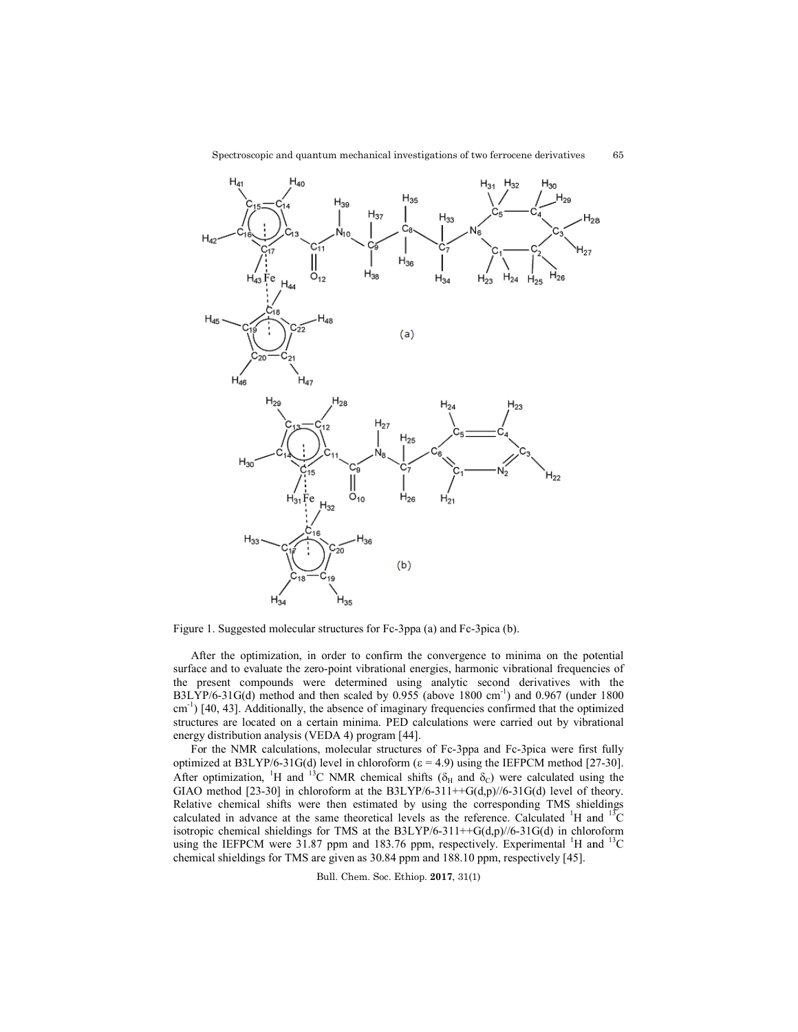Figure 1. Suggested molecular structures for Fc-3ppa (a) and Fc-3pica (b).

After the optimization, in order to confirm the convergence to minima on the potential surface and to evaluate the zero-point vibrational energies, harmonic vibrational frequencies of the present compounds were determined using analytic second derivatives with the B3LYP/6-31G(d) method and then scaled by 0.955 (above 1800 $cm^{-1}$) and 0.967 (under 1800 $cm^{-1}$) [40, 43]. Additionally, the absence of imaginary frequencies confirmed that the optimized structures are located on a certain minima. PED calculations were carried out by vibrational energy distribution analysis (VEDA 4) program [44].

For the NMR calculations, molecular structures of Fc-3ppa and Fc-3pica were first fully optimized at B3LYP/6-31G(d) level in chloroform ($\varepsilon = 4.9$) using the IEFPCM method [27-30]. After optimization, $^{1}H$ and $^{13}C$ NMR chemical shifts ($\delta_H$ and $\delta_C$) were calculated using the GIAO method [23-30] in chloroform at the B3LYP/6-311++G(d,p)//6-31G(d) level of theory. Relative chemical shifts were then estimated by using the corresponding TMS shieldings calculated in advance at the same theoretical levels as the reference. Calculated $^{1}H$ and $^{13}C$ isotropic chemical shieldings for TMS at the B3LYP/6-311++G(d,p)//6-31G(d) in chloroform using the IEFPCM were 31.87 ppm and 183.76 ppm, respectively. Experimental $^{1}H$ and $^{13}C$ chemical shieldings for TMS are given as 30.84 ppm and 188.10 ppm, respectively [45].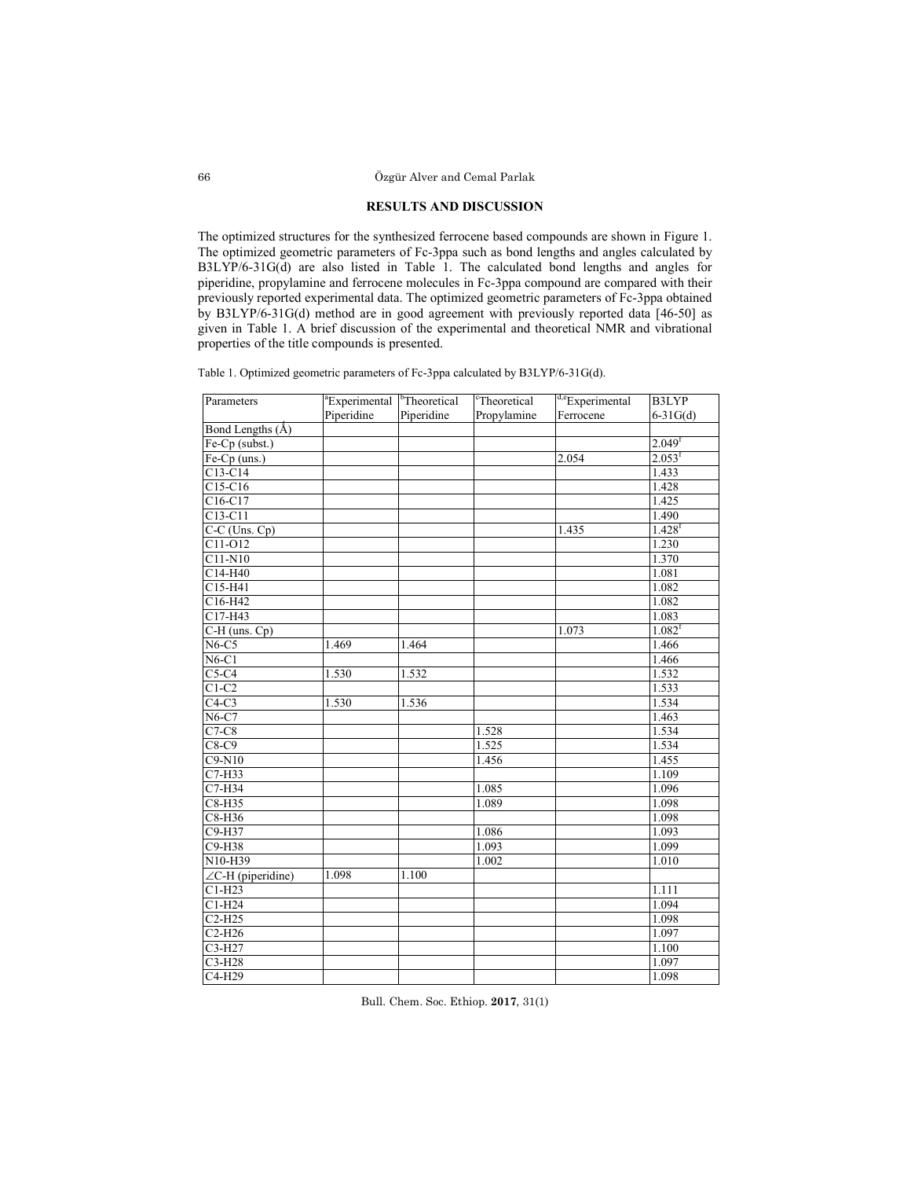## RESULTS AND DISCUSSION

The optimized structures for the synthesized ferrocene based compounds are shown in Figure 1. The optimized geometric parameters of Fc-3ppa such as bond lengths and angles calculated by B3LYP/6-31G(d) are also listed in Table 1. The calculated bond lengths and angles for piperidine, propylamine and ferrocene molecules in Fc-3ppa compound are compared with their previously reported experimental data. The optimized geometric parameters of Fc-3ppa obtained by B3LYP/6-31G(d) method are in good agreement with previously reported data [46-50] as given in Table 1. A brief discussion of the experimental and theoretical NMR and vibrational properties of the title compounds is presented.

Table 1. Optimized geometric parameters of Fc-3ppa calculated by B3LYP/6-31G(d).

| Parameters | [a]Experimental Piperidine | [b]Theoretical Piperidine | [c]Theoretical Propylamine | [d,e]Experimental Ferrocene | B3LYP 6-31G(d) |
|---|---|---|---|---|---|
| Bond Lengths (Å) | | | | | |
| Fe-Cp (subst.) | | | | | 2.049[f] |
| Fe-Cp (uns.) | | | | 2.054 | 2.053[f] |
| C13-C14 | | | | | 1.433 |
| C15-C16 | | | | | 1.428 |
| C16-C17 | | | | | 1.425 |
| C13-C11 | | | | | 1.490 |
| C-C (Uns. Cp) | | | | 1.435 | 1.428[f] |
| C11-O12 | | | | | 1.230 |
| C11-N10 | | | | | 1.370 |
| C14-H40 | | | | | 1.081 |
| C15-H41 | | | | | 1.082 |
| C16-H42 | | | | | 1.082 |
| C17-H43 | | | | | 1.083 |
| C-H (uns. Cp) | | | | 1.073 | 1.082[f] |
| N6-C5 | 1.469 | 1.464 | | | 1.466 |
| N6-C1 | | | | | 1.466 |
| C5-C4 | 1.530 | 1.532 | | | 1.532 |
| C1-C2 | | | | | 1.533 |
| C4-C3 | 1.530 | 1.536 | | | 1.534 |
| N6-C7 | | | | | 1.463 |
| C7-C8 | | | 1.528 | | 1.534 |
| C8-C9 | | | 1.525 | | 1.534 |
| C9-N10 | | | 1.456 | | 1.455 |
| C7-H33 | | | | | 1.109 |
| C7-H34 | | | 1.085 | | 1.096 |
| C8-H35 | | | 1.089 | | 1.098 |
| C8-H36 | | | | | 1.098 |
| C9-H37 | | | 1.086 | | 1.093 |
| C9-H38 | | | 1.093 | | 1.099 |
| N10-H39 | | | 1.002 | | 1.010 |
| ∠C-H (piperidine) | 1.098 | 1.100 | | | |
| C1-H23 | | | | | 1.111 |
| C1-H24 | | | | | 1.094 |
| C2-H25 | | | | | 1.098 |
| C2-H26 | | | | | 1.097 |
| C3-H27 | | | | | 1.100 |
| C3-H28 | | | | | 1.097 |
| C4-H29 | | | | | 1.098 |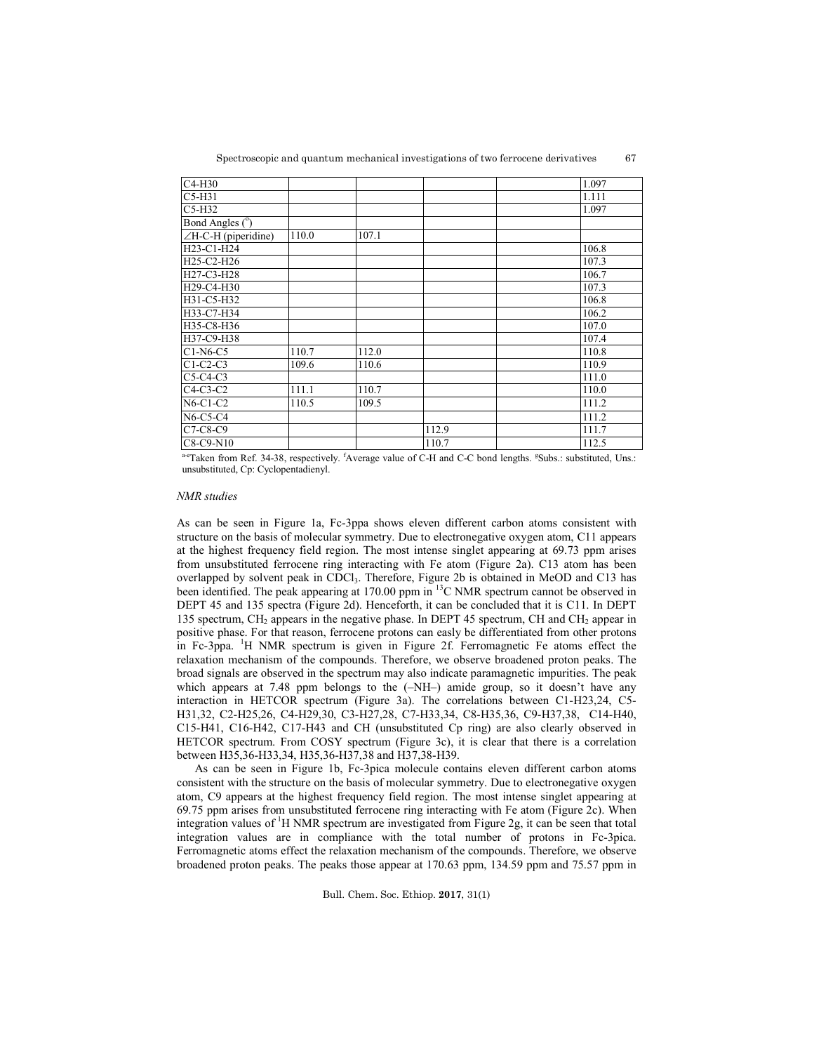| C4-H30 | | | | | 1.097 |
|---|---|---|---|---|---|
| C5-H31 | | | | | 1.111 |
| C5-H32 | | | | | 1.097 |
| Bond Angles (°) | | | | | |
| ∠H-C-H (piperidine) | 110.0 | 107.1 | | | |
| H23-C1-H24 | | | | | 106.8 |
| H25-C2-H26 | | | | | 107.3 |
| H27-C3-H28 | | | | | 106.7 |
| H29-C4-H30 | | | | | 107.3 |
| H31-C5-H32 | | | | | 106.8 |
| H33-C7-H34 | | | | | 106.2 |
| H35-C8-H36 | | | | | 107.0 |
| H37-C9-H38 | | | | | 107.4 |
| C1-N6-C5 | 110.7 | 112.0 | | | 110.8 |
| C1-C2-C3 | 109.6 | 110.6 | | | 110.9 |
| C5-C4-C3 | | | | | 111.0 |
| C4-C3-C2 | 111.1 | 110.7 | | | 110.0 |
| N6-C1-C2 | 110.5 | 109.5 | | | 111.2 |
| N6-C5-C4 | | | | | 111.2 |
| C7-C8-C9 | | | 112.9 | | 111.7 |
| C8-C9-N10 | | | 110.7 | | 112.5 |

[a-e]Taken from Ref. 34-38, respectively. [f]Average value of C-H and C-C bond lengths. [g]Subs.: substituted, Uns.: unsubstituted, Cp: Cyclopentadienyl.

### *NMR studies*

As can be seen in Figure 1a, Fc-3ppa shows eleven different carbon atoms consistent with structure on the basis of molecular symmetry. Due to electronegative oxygen atom, C11 appears at the highest frequency field region. The most intense singlet appearing at 69.73 ppm arises from unsubstituted ferrocene ring interacting with Fe atom (Figure 2a). C13 atom has been overlapped by solvent peak in $CDCl_3$. Therefore, Figure 2b is obtained in MeOD and C13 has been identified. The peak appearing at 170.00 ppm in $^{13}C$ NMR spectrum cannot be observed in DEPT 45 and 135 spectra (Figure 2d). Henceforth, it can be concluded that it is C11. In DEPT 135 spectrum, $CH_2$ appears in the negative phase. In DEPT 45 spectrum, CH and $CH_2$ appear in positive phase. For that reason, ferrocene protons can easily be differentiated from other protons in Fc-3ppa. $^1H$ NMR spectrum is given in Figure 2f. Ferromagnetic Fe atoms effect the relaxation mechanism of the compounds. Therefore, we observe broadened proton peaks. The broad signals are observed in the spectrum may also indicate paramagnetic impurities. The peak which appears at 7.48 ppm belongs to the (–NH–) amide group, so it doesn't have any interaction in HETCOR spectrum (Figure 3a). The correlations between C1-H23,24, C5-H31,32, C2-H25,26, C4-H29,30, C3-H27,28, C7-H33,34, C8-H35,36, C9-H37,38, C14-H40, C15-H41, C16-H42, C17-H43 and CH (unsubstituted Cp ring) are also clearly observed in HETCOR spectrum. From COSY spectrum (Figure 3c), it is clear that there is a correlation between H35,36-H33,34, H35,36-H37,38 and H37,38-H39.

As can be seen in Figure 1b, Fc-3pica molecule contains eleven different carbon atoms consistent with the structure on the basis of molecular symmetry. Due to electronegative oxygen atom, C9 appears at the highest frequency field region. The most intense singlet appearing at 69.75 ppm arises from unsubstituted ferrocene ring interacting with Fe atom (Figure 2c). When integration values of $^1H$ NMR spectrum are investigated from Figure 2g, it can be seen that total integration values are in compliance with the total number of protons in Fc-3pica. Ferromagnetic atoms effect the relaxation mechanism of the compounds. Therefore, we observe broadened proton peaks. The peaks those appear at 170.63 ppm, 134.59 ppm and 75.57 ppm in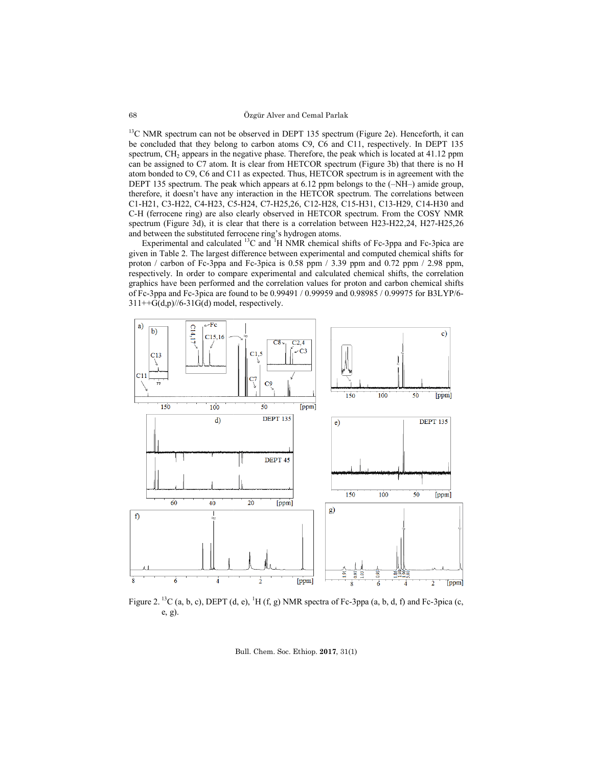$^{13}$C NMR spectrum can not be observed in DEPT 135 spectrum (Figure 2e). Henceforth, it can be concluded that they belong to carbon atoms C9, C6 and C11, respectively. In DEPT 135 spectrum, $CH_2$ appears in the negative phase. Therefore, the peak which is located at 41.12 ppm can be assigned to C7 atom. It is clear from HETCOR spectrum (Figure 3b) that there is no H atom bonded to C9, C6 and C11 as expected. Thus, HETCOR spectrum is in agreement with the DEPT 135 spectrum. The peak which appears at 6.12 ppm belongs to the (–NH–) amide group, therefore, it doesn't have any interaction in the HETCOR spectrum. The correlations between C1-H21, C3-H22, C4-H23, C5-H24, C7-H25,26, C12-H28, C15-H31, C13-H29, C14-H30 and C-H (ferrocene ring) are also clearly observed in HETCOR spectrum. From the COSY NMR spectrum (Figure 3d), it is clear that there is a correlation between H23-H22,24, H27-H25,26 and between the substituted ferrocene ring's hydrogen atoms.

Experimental and calculated $^{13}$C and $^{1}$H NMR chemical shifts of Fc-3ppa and Fc-3pica are given in Table 2. The largest difference between experimental and computed chemical shifts for proton / carbon of Fc-3ppa and Fc-3pica is 0.58 ppm / 3.39 ppm and 0.72 ppm / 2.98 ppm, respectively. In order to compare experimental and calculated chemical shifts, the correlation graphics have been performed and the correlation values for proton and carbon chemical shifts of Fc-3ppa and Fc-3pica are found to be 0.99491 / 0.99959 and 0.98985 / 0.99975 for B3LYP/6-311++G(d,p)//6-31G(d) model, respectively.

Figure 2. $^{13}$C (a, b, c), DEPT (d, e), $^{1}$H (f, g) NMR spectra of Fc-3ppa (a, b, d, f) and Fc-3pica (c, e, g).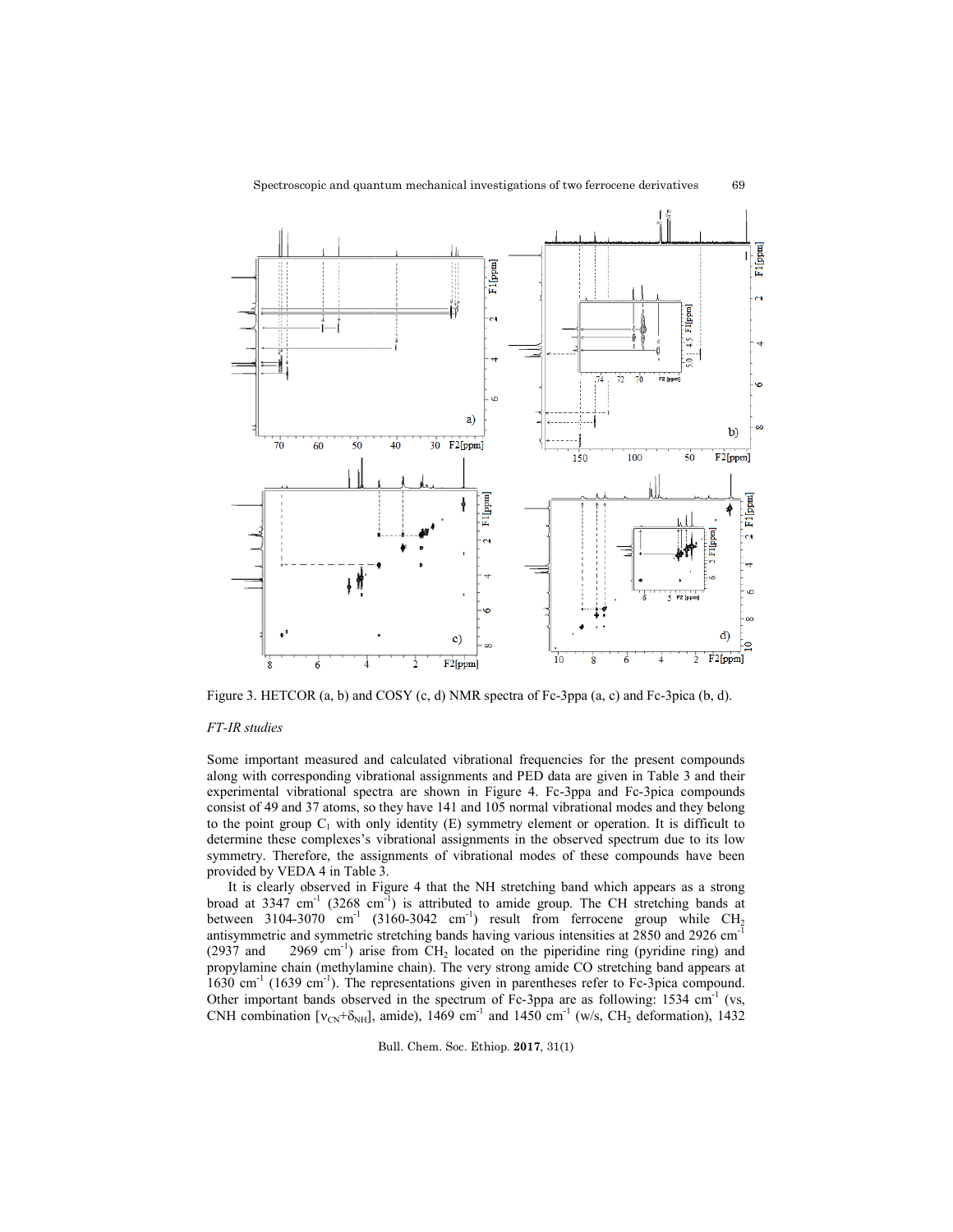Figure 3. HETCOR (a, b) and COSY (c, d) NMR spectra of Fc-3ppa (a, c) and Fc-3pica (b, d).

*FT-IR studies*

Some important measured and calculated vibrational frequencies for the present compounds along with corresponding vibrational assignments and PED data are given in Table 3 and their experimental vibrational spectra are shown in Figure 4. Fc-3ppa and Fc-3pica compounds consist of 49 and 37 atoms, so they have 141 and 105 normal vibrational modes and they belong to the point group $C_1$ with only identity (E) symmetry element or operation. It is difficult to determine these complexes's vibrational assignments in the observed spectrum due to its low symmetry. Therefore, the assignments of vibrational modes of these compounds have been provided by VEDA 4 in Table 3.

It is clearly observed in Figure 4 that the NH stretching band which appears as a strong broad at 3347 $cm^{-1}$ (3268 $cm^{-1}$) is attributed to amide group. The CH stretching bands at between 3104-3070 $cm^{-1}$ (3160-3042 $cm^{-1}$) result from ferrocene group while $CH_2$ antisymmetric and symmetric stretching bands having various intensities at 2850 and 2926 $cm^{-1}$ (2937 and 2969 $cm^{-1}$) arise from $CH_2$ located on the piperidine ring (pyridine ring) and propylamine chain (methylamine chain). The very strong amide CO stretching band appears at 1630 $cm^{-1}$ (1639 $cm^{-1}$). The representations given in parentheses refer to Fc-3pica compound. Other important bands observed in the spectrum of Fc-3ppa are as following: 1534 $cm^{-1}$ (vs, CNH combination [$\nu_{CN}+\delta_{NH}$], amide), 1469 $cm^{-1}$ and 1450 $cm^{-1}$ (w/s, $CH_2$ deformation), 1432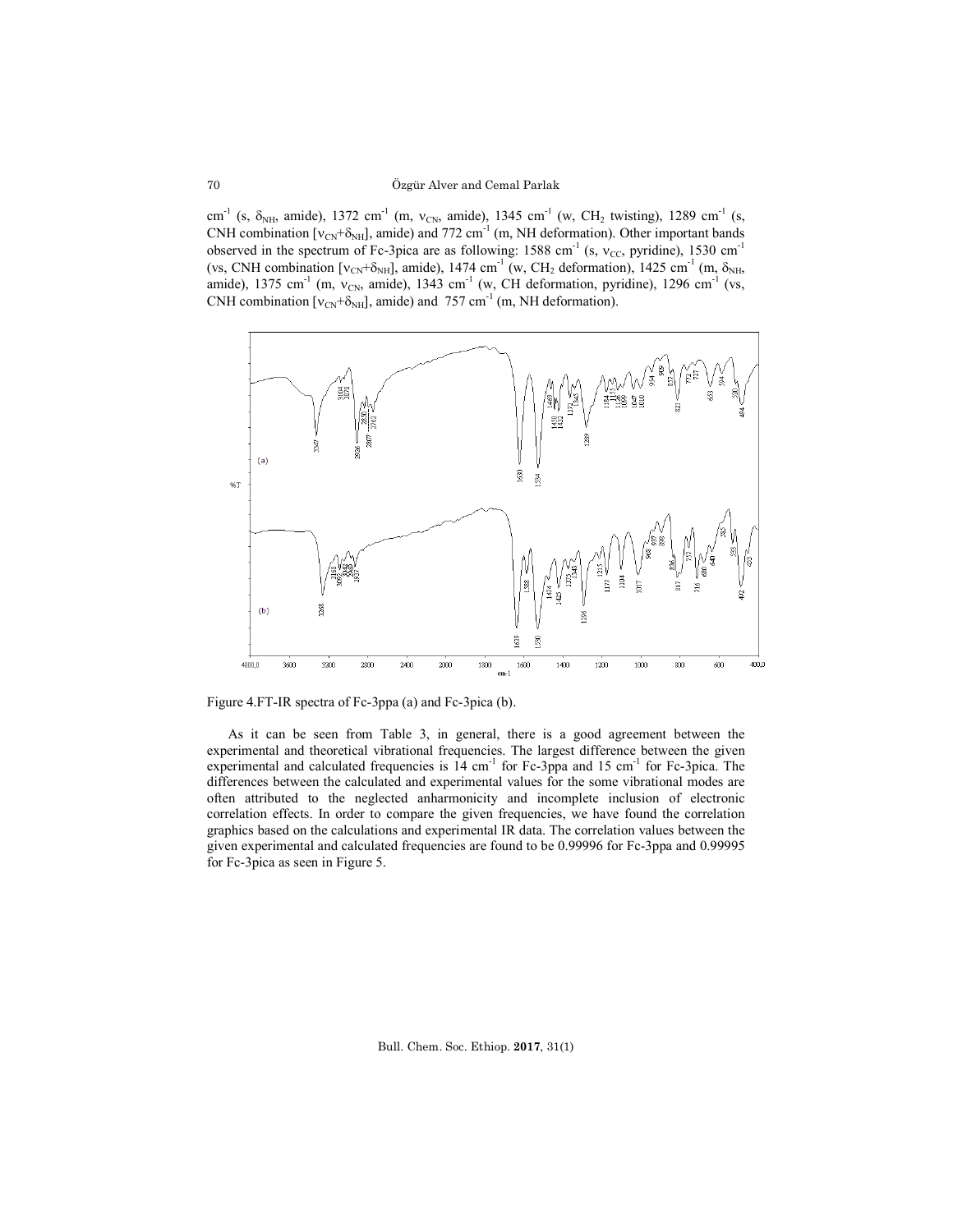$cm^{-1}$ (s, $\delta_{NH}$, amide), 1372 $cm^{-1}$ (m, $\nu_{CN}$, amide), 1345 $cm^{-1}$ (w, $CH_2$ twisting), 1289 $cm^{-1}$ (s, CNH combination [$\nu_{CN}$+$\delta_{NH}$], amide) and 772 $cm^{-1}$ (m, NH deformation). Other important bands observed in the spectrum of Fc-3pica are as following: 1588 $cm^{-1}$ (s, $\nu_{CC}$, pyridine), 1530 $cm^{-1}$ (vs, CNH combination [$\nu_{CN}$+$\delta_{NH}$], amide), 1474 $cm^{-1}$ (w, $CH_2$ deformation), 1425 $cm^{-1}$ (m, $\delta_{NH}$, amide), 1375 $cm^{-1}$ (m, $\nu_{CN}$, amide), 1343 $cm^{-1}$ (w, CH deformation, pyridine), 1296 $cm^{-1}$ (vs, CNH combination [$\nu_{CN}$+$\delta_{NH}$], amide) and 757 $cm^{-1}$ (m, NH deformation).

Figure 4.FT-IR spectra of Fc-3ppa (a) and Fc-3pica (b).

As it can be seen from Table 3, in general, there is a good agreement between the experimental and theoretical vibrational frequencies. The largest difference between the given experimental and calculated frequencies is 14 $cm^{-1}$ for Fc-3ppa and 15 $cm^{-1}$ for Fc-3pica. The differences between the calculated and experimental values for the some vibrational modes are often attributed to the neglected anharmonicity and incomplete inclusion of electronic correlation effects. In order to compare the given frequencies, we have found the correlation graphics based on the calculations and experimental IR data. The correlation values between the given experimental and calculated frequencies are found to be 0.99996 for Fc-3ppa and 0.99995 for Fc-3pica as seen in Figure 5.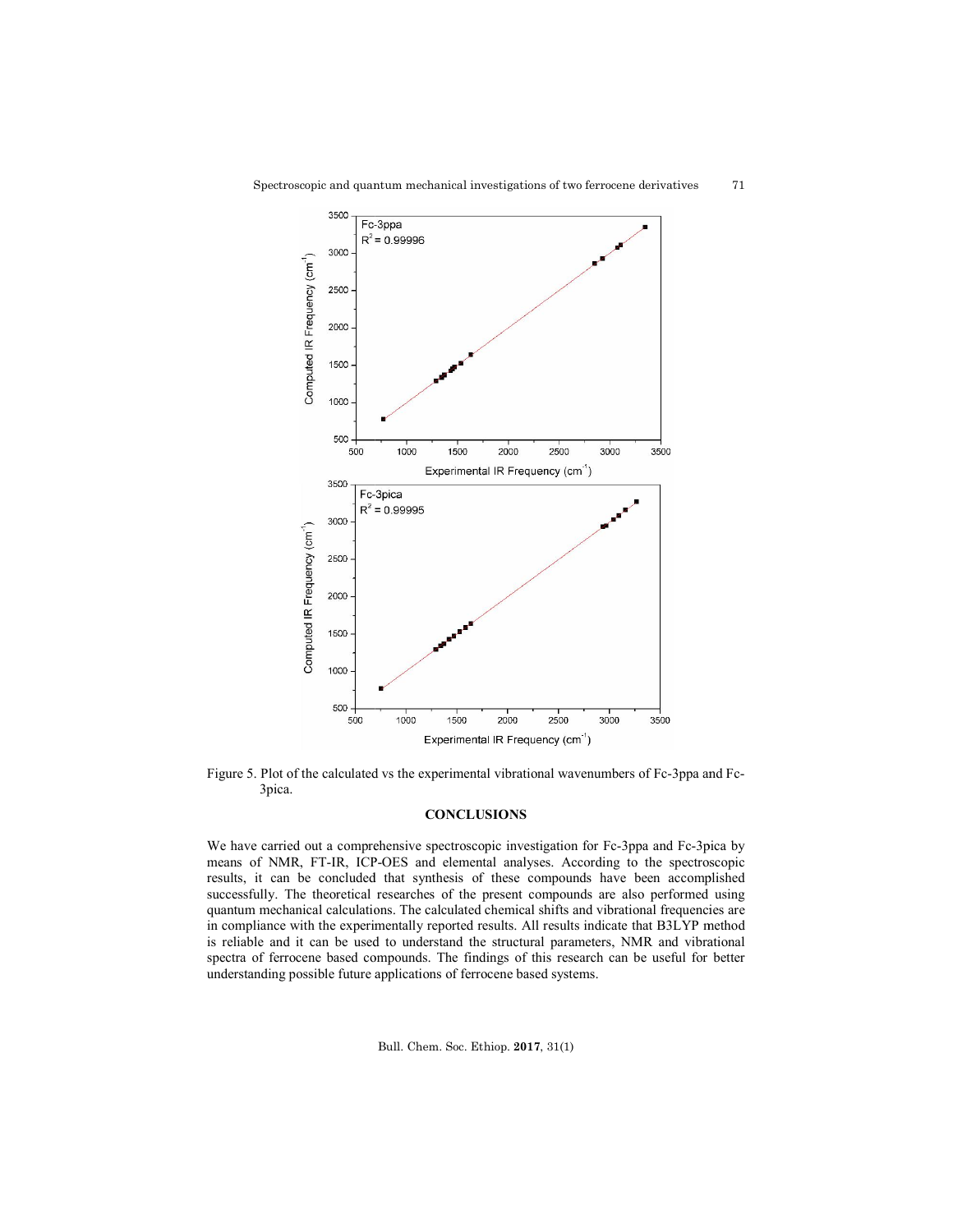Figure 5. Plot of the calculated vs the experimental vibrational wavenumbers of Fc-3ppa and Fc-3pica.

## CONCLUSIONS

We have carried out a comprehensive spectroscopic investigation for Fc-3ppa and Fc-3pica by means of NMR, FT-IR, ICP-OES and elemental analyses. According to the spectroscopic results, it can be concluded that synthesis of these compounds have been accomplished successfully. The theoretical researches of the present compounds are also performed using quantum mechanical calculations. The calculated chemical shifts and vibrational frequencies are in compliance with the experimentally reported results. All results indicate that B3LYP method is reliable and it can be used to understand the structural parameters, NMR and vibrational spectra of ferrocene based compounds. The findings of this research can be useful for better understanding possible future applications of ferrocene based systems.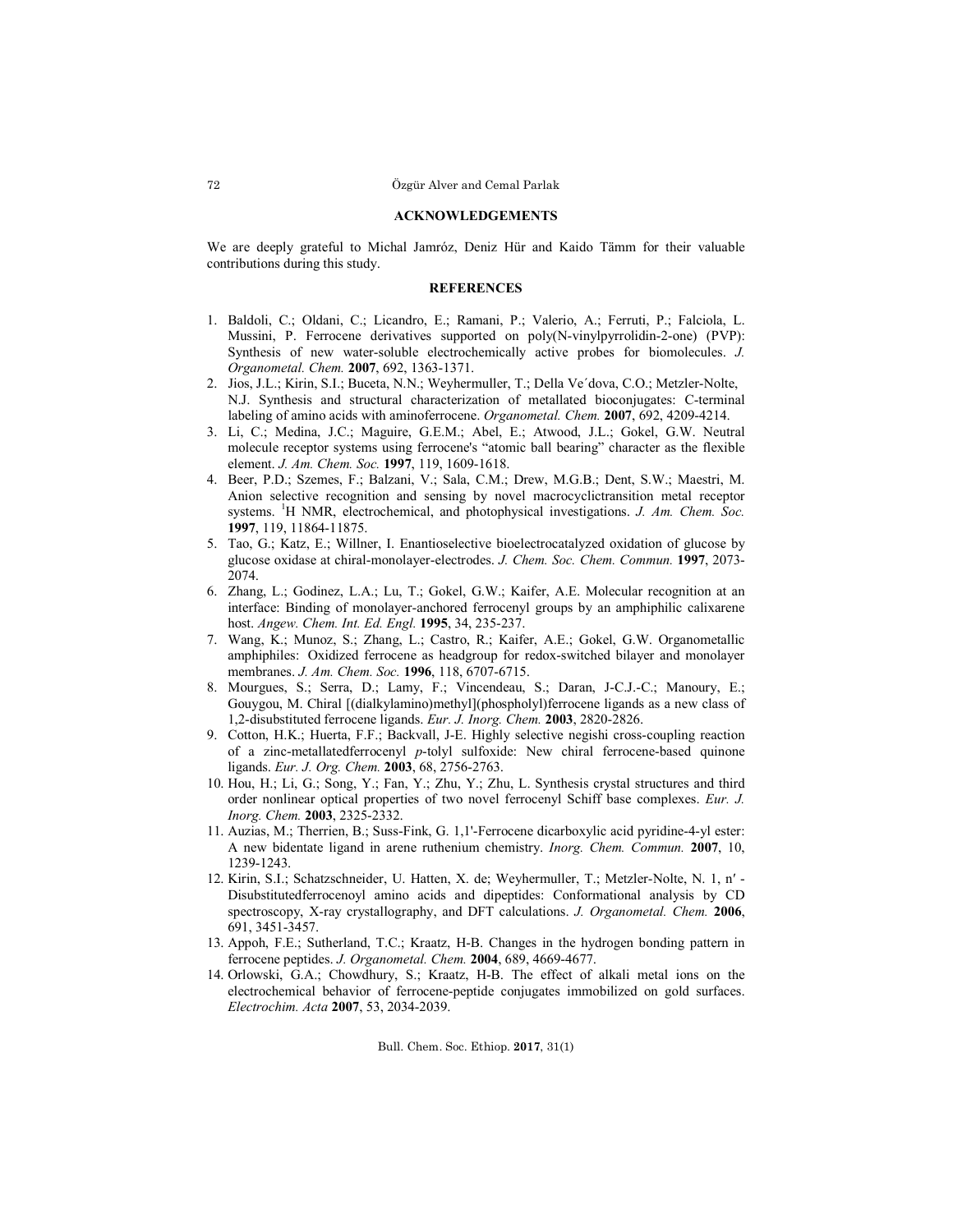## ACKNOWLEDGEMENTS

We are deeply grateful to Michal Jamróz, Deniz Hür and Kaido Tämm for their valuable contributions during this study.

## REFERENCES

1. Baldoli, C.; Oldani, C.; Licandro, E.; Ramani, P.; Valerio, A.; Ferruti, P.; Falciola, L. Mussini, P. Ferrocene derivatives supported on poly(N-vinylpyrrolidin-2-one) (PVP): Synthesis of new water-soluble electrochemically active probes for biomolecules. *J. Organometal. Chem.* **2007**, 692, 1363-1371.
2. Jios, J.L.; Kirin, S.I.; Buceta, N.N.; Weyhermuller, T.; Della Ve´dova, C.O.; Metzler-Nolte, N.J. Synthesis and structural characterization of metallated bioconjugates: C-terminal labeling of amino acids with aminoferrocene. *Organometal. Chem.* **2007**, 692, 4209-4214.
3. Li, C.; Medina, J.C.; Maguire, G.E.M.; Abel, E.; Atwood, J.L.; Gokel, G.W. Neutral molecule receptor systems using ferrocene's "atomic ball bearing" character as the flexible element. *J. Am. Chem. Soc.* **1997**, 119, 1609-1618.
4. Beer, P.D.; Szemes, F.; Balzani, V.; Sala, C.M.; Drew, M.G.B.; Dent, S.W.; Maestri, M. Anion selective recognition and sensing by novel macrocyclictransition metal receptor systems. [1]H NMR, electrochemical, and photophysical investigations. *J. Am. Chem. Soc.* **1997**, 119, 11864-11875.
5. Tao, G.; Katz, E.; Willner, I. Enantioselective bioelectrocatalyzed oxidation of glucose by glucose oxidase at chiral-monolayer-electrodes. *J. Chem. Soc. Chem. Commun.* **1997**, 2073-2074.
6. Zhang, L.; Godinez, L.A.; Lu, T.; Gokel, G.W.; Kaifer, A.E. Molecular recognition at an interface: Binding of monolayer-anchored ferrocenyl groups by an amphiphilic calixarene host. *Angew. Chem. Int. Ed. Engl.* **1995**, 34, 235-237.
7. Wang, K.; Munoz, S.; Zhang, L.; Castro, R.; Kaifer, A.E.; Gokel, G.W. Organometallic amphiphiles: Oxidized ferrocene as headgroup for redox-switched bilayer and monolayer membranes. *J. Am. Chem. Soc.* **1996**, 118, 6707-6715.
8. Mourgues, S.; Serra, D.; Lamy, F.; Vincendeau, S.; Daran, J-C.J.-C.; Manoury, E.; Gouygou, M. Chiral [(dialkylamino)methyl](phospholyl)ferrocene ligands as a new class of 1,2-disubstituted ferrocene ligands. *Eur. J. Inorg. Chem.* **2003**, 2820-2826.
9. Cotton, H.K.; Huerta, F.F.; Backvall, J-E. Highly selective negishi cross-coupling reaction of a zinc-metallatedferrocenyl *p*-tolyl sulfoxide: New chiral ferrocene-based quinone ligands. *Eur. J. Org. Chem.* **2003**, 68, 2756-2763.
10. Hou, H.; Li, G.; Song, Y.; Fan, Y.; Zhu, Y.; Zhu, L. Synthesis crystal structures and third order nonlinear optical properties of two novel ferrocenyl Schiff base complexes. *Eur. J. Inorg. Chem.* **2003**, 2325-2332.
11. Auzias, M.; Therrien, B.; Suss-Fink, G. 1,1'-Ferrocene dicarboxylic acid pyridine-4-yl ester: A new bidentate ligand in arene ruthenium chemistry. *Inorg. Chem. Commun.* **2007**, 10, 1239-1243.
12. Kirin, S.I.; Schatzschneider, U. Hatten, X. de; Weyhermuller, T.; Metzler-Nolte, N. 1, n′ -Disubstitutedferrocenoyl amino acids and dipeptides: Conformational analysis by CD spectroscopy, X-ray crystallography, and DFT calculations. *J. Organometal. Chem.* **2006**, 691, 3451-3457.
13. Appoh, F.E.; Sutherland, T.C.; Kraatz, H-B. Changes in the hydrogen bonding pattern in ferrocene peptides. *J. Organometal. Chem.* **2004**, 689, 4669-4677.
14. Orlowski, G.A.; Chowdhury, S.; Kraatz, H-B. The effect of alkali metal ions on the electrochemical behavior of ferrocene-peptide conjugates immobilized on gold surfaces. *Electrochim. Acta* **2007**, 53, 2034-2039.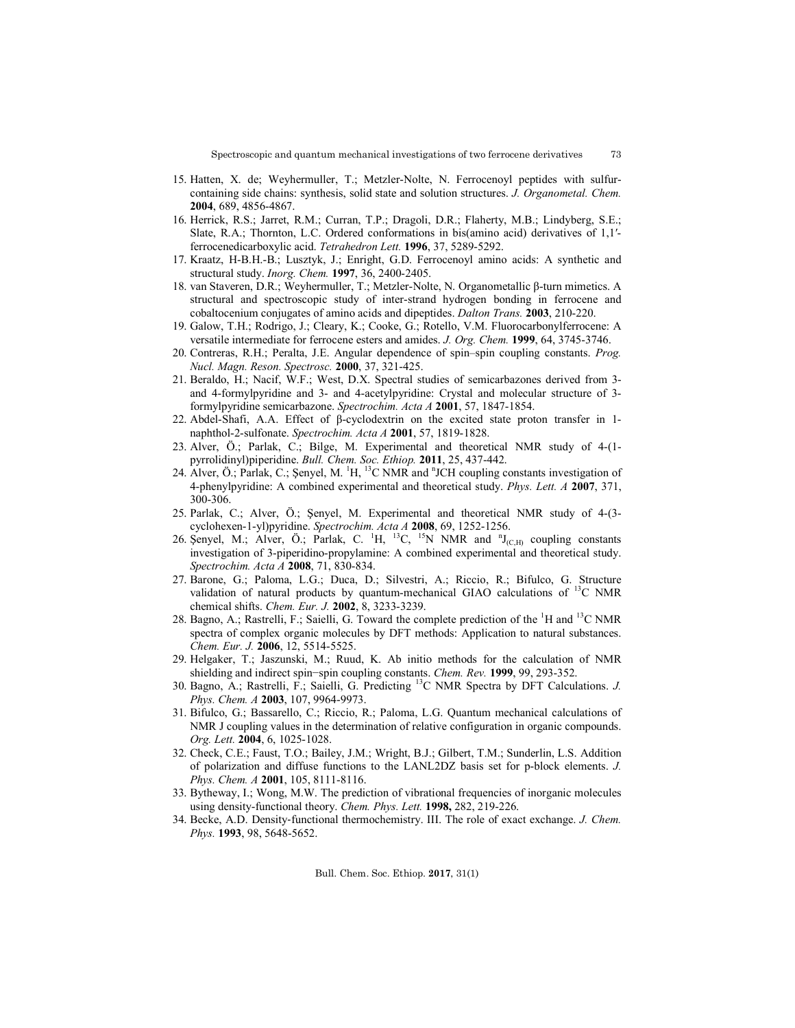15. Hatten, X. de; Weyhermuller, T.; Metzler-Nolte, N. Ferrocenoyl peptides with sulfur-containing side chains: synthesis, solid state and solution structures. *J. Organometal. Chem.* **2004**, 689, 4856-4867.
16. Herrick, R.S.; Jarret, R.M.; Curran, T.P.; Dragoli, D.R.; Flaherty, M.B.; Lindyberg, S.E.; Slate, R.A.; Thornton, L.C. Ordered conformations in bis(amino acid) derivatives of 1,1′-ferrocenedicarboxylic acid. *Tetrahedron Lett.* **1996**, 37, 5289-5292.
17. Kraatz, H-B.H.-B.; Lusztyk, J.; Enright, G.D. Ferrocenoyl amino acids: A synthetic and structural study. *Inorg. Chem.* **1997**, 36, 2400-2405.
18. van Staveren, D.R.; Weyhermuller, T.; Metzler-Nolte, N. Organometallic β-turn mimetics. A structural and spectroscopic study of inter-strand hydrogen bonding in ferrocene and cobaltocenium conjugates of amino acids and dipeptides. *Dalton Trans.* **2003**, 210-220.
19. Galow, T.H.; Rodrigo, J.; Cleary, K.; Cooke, G.; Rotello, V.M. Fluorocarbonylferrocene: A versatile intermediate for ferrocene esters and amides. *J. Org. Chem.* **1999**, 64, 3745-3746.
20. Contreras, R.H.; Peralta, J.E. Angular dependence of spin–spin coupling constants. *Prog. Nucl. Magn. Reson. Spectrosc.* **2000**, 37, 321-425.
21. Beraldo, H.; Nacif, W.F.; West, D.X. Spectral studies of semicarbazones derived from 3- and 4-formylpyridine and 3- and 4-acetylpyridine: Crystal and molecular structure of 3-formylpyridine semicarbazone. *Spectrochim. Acta A* **2001**, 57, 1847-1854.
22. Abdel-Shafi, A.A. Effect of β-cyclodextrin on the excited state proton transfer in 1-naphthol-2-sulfonate. *Spectrochim. Acta A* **2001**, 57, 1819-1828.
23. Alver, Ö.; Parlak, C.; Bilge, M. Experimental and theoretical NMR study of 4-(1-pyrrolidinyl)piperidine. *Bull. Chem. Soc. Ethiop.* **2011**, 25, 437-442.
24. Alver, Ö.; Parlak, C.; Şenyel, M. $^{1}$H, $^{13}$C NMR and $^{n}$JCH coupling constants investigation of 4-phenylpyridine: A combined experimental and theoretical study. *Phys. Lett. A* **2007**, 371, 300-306.
25. Parlak, C.; Alver, Ö.; Şenyel, M. Experimental and theoretical NMR study of 4-(3-cyclohexen-1-yl)pyridine. *Spectrochim. Acta A* **2008**, 69, 1252-1256.
26. Şenyel, M.; Alver, Ö.; Parlak, C. $^{1}$H, $^{13}$C, $^{15}$N NMR and $^{n}J_{(C,H)}$ coupling constants investigation of 3-piperidino-propylamine: A combined experimental and theoretical study. *Spectrochim. Acta A* **2008**, 71, 830-834.
27. Barone, G.; Paloma, L.G.; Duca, D.; Silvestri, A.; Riccio, R.; Bifulco, G. Structure validation of natural products by quantum-mechanical GIAO calculations of $^{13}$C NMR chemical shifts. *Chem. Eur. J.* **2002**, 8, 3233-3239.
28. Bagno, A.; Rastrelli, F.; Saielli, G. Toward the complete prediction of the $^{1}$H and $^{13}$C NMR spectra of complex organic molecules by DFT methods: Application to natural substances. *Chem. Eur. J.* **2006**, 12, 5514-5525.
29. Helgaker, T.; Jaszunski, M.; Ruud, K. Ab initio methods for the calculation of NMR shielding and indirect spin−spin coupling constants. *Chem. Rev.* **1999**, 99, 293-352.
30. Bagno, A.; Rastrelli, F.; Saielli, G. Predicting $^{13}$C NMR Spectra by DFT Calculations. *J. Phys. Chem. A* **2003**, 107, 9964-9973.
31. Bifulco, G.; Bassarello, C.; Riccio, R.; Paloma, L.G. Quantum mechanical calculations of NMR J coupling values in the determination of relative configuration in organic compounds. *Org. Lett.* **2004**, 6, 1025-1028.
32. Check, C.E.; Faust, T.O.; Bailey, J.M.; Wright, B.J.; Gilbert, T.M.; Sunderlin, L.S. Addition of polarization and diffuse functions to the LANL2DZ basis set for p-block elements. *J. Phys. Chem. A* **2001**, 105, 8111-8116.
33. Bytheway, I.; Wong, M.W. The prediction of vibrational frequencies of inorganic molecules using density-functional theory. *Chem. Phys. Lett.* **1998,** 282, 219-226.
34. Becke, A.D. Density-functional thermochemistry. III. The role of exact exchange. *J. Chem. Phys.* **1993**, 98, 5648-5652.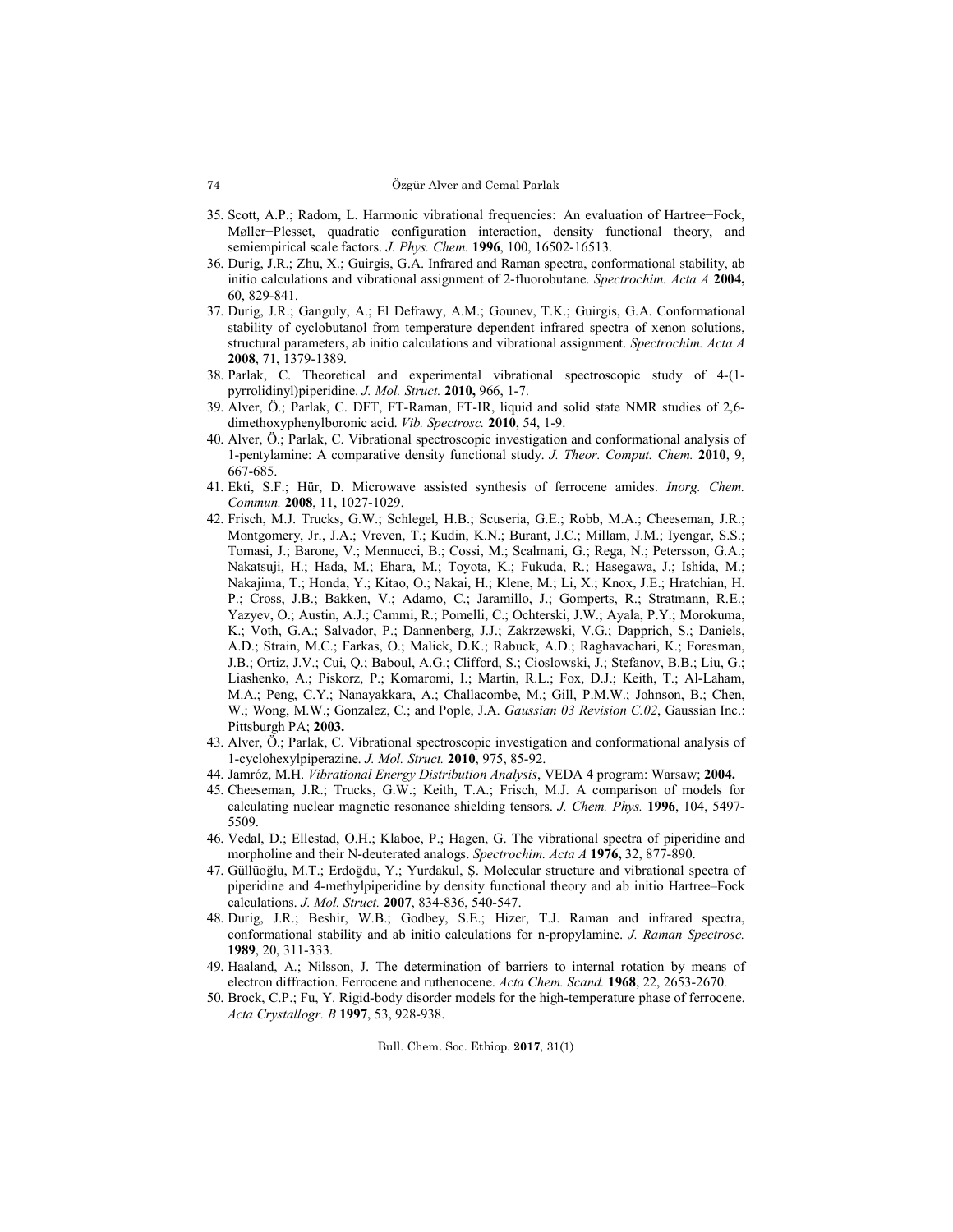35. Scott, A.P.; Radom, L. Harmonic vibrational frequencies: An evaluation of Hartree−Fock, Møller−Plesset, quadratic configuration interaction, density functional theory, and semiempirical scale factors. *J. Phys. Chem.* **1996**, 100, 16502-16513.
36. Durig, J.R.; Zhu, X.; Guirgis, G.A. Infrared and Raman spectra, conformational stability, ab initio calculations and vibrational assignment of 2-fluorobutane. *Spectrochim. Acta A* **2004,** 60, 829-841.
37. Durig, J.R.; Ganguly, A.; El Defrawy, A.M.; Gounev, T.K.; Guirgis, G.A. Conformational stability of cyclobutanol from temperature dependent infrared spectra of xenon solutions, structural parameters, ab initio calculations and vibrational assignment. *Spectrochim. Acta A* **2008**, 71, 1379-1389.
38. Parlak, C. Theoretical and experimental vibrational spectroscopic study of 4-(1-pyrrolidinyl)piperidine. *J. Mol. Struct.* **2010,** 966, 1-7.
39. Alver, Ö.; Parlak, C. DFT, FT-Raman, FT-IR, liquid and solid state NMR studies of 2,6-dimethoxyphenylboronic acid. *Vib. Spectrosc.* **2010**, 54, 1-9.
40. Alver, Ö.; Parlak, C. Vibrational spectroscopic investigation and conformational analysis of 1-pentylamine: A comparative density functional study. *J. Theor. Comput. Chem.* **2010**, 9, 667-685.
41. Ekti, S.F.; Hür, D. Microwave assisted synthesis of ferrocene amides. *Inorg. Chem. Commun.* **2008**, 11, 1027-1029.
42. Frisch, M.J. Trucks, G.W.; Schlegel, H.B.; Scuseria, G.E.; Robb, M.A.; Cheeseman, J.R.; Montgomery, Jr., J.A.; Vreven, T.; Kudin, K.N.; Burant, J.C.; Millam, J.M.; Iyengar, S.S.; Tomasi, J.; Barone, V.; Mennucci, B.; Cossi, M.; Scalmani, G.; Rega, N.; Petersson, G.A.; Nakatsuji, H.; Hada, M.; Ehara, M.; Toyota, K.; Fukuda, R.; Hasegawa, J.; Ishida, M.; Nakajima, T.; Honda, Y.; Kitao, O.; Nakai, H.; Klene, M.; Li, X.; Knox, J.E.; Hratchian, H. P.; Cross, J.B.; Bakken, V.; Adamo, C.; Jaramillo, J.; Gomperts, R.; Stratmann, R.E.; Yazyev, O.; Austin, A.J.; Cammi, R.; Pomelli, C.; Ochterski, J.W.; Ayala, P.Y.; Morokuma, K.; Voth, G.A.; Salvador, P.; Dannenberg, J.J.; Zakrzewski, V.G.; Dapprich, S.; Daniels, A.D.; Strain, M.C.; Farkas, O.; Malick, D.K.; Rabuck, A.D.; Raghavachari, K.; Foresman, J.B.; Ortiz, J.V.; Cui, Q.; Baboul, A.G.; Clifford, S.; Cioslowski, J.; Stefanov, B.B.; Liu, G.; Liashenko, A.; Piskorz, P.; Komaromi, I.; Martin, R.L.; Fox, D.J.; Keith, T.; Al-Laham, M.A.; Peng, C.Y.; Nanayakkara, A.; Challacombe, M.; Gill, P.M.W.; Johnson, B.; Chen, W.; Wong, M.W.; Gonzalez, C.; and Pople, J.A. *Gaussian 03 Revision C.02*, Gaussian Inc.: Pittsburgh PA; **2003.**
43. Alver, Ö.; Parlak, C. Vibrational spectroscopic investigation and conformational analysis of 1-cyclohexylpiperazine. *J. Mol. Struct.* **2010**, 975, 85-92.
44. Jamróz, M.H. *Vibrational Energy Distribution Analysis*, VEDA 4 program: Warsaw; **2004.**
45. Cheeseman, J.R.; Trucks, G.W.; Keith, T.A.; Frisch, M.J. A comparison of models for calculating nuclear magnetic resonance shielding tensors. *J. Chem. Phys.* **1996**, 104, 5497-5509.
46. Vedal, D.; Ellestad, O.H.; Klaboe, P.; Hagen, G. The vibrational spectra of piperidine and morpholine and their N-deuterated analogs. *Spectrochim. Acta A* **1976,** 32, 877-890.
47. Güllüoğlu, M.T.; Erdoğdu, Y.; Yurdakul, Ş. Molecular structure and vibrational spectra of piperidine and 4-methylpiperidine by density functional theory and ab initio Hartree–Fock calculations. *J. Mol. Struct.* **2007**, 834-836, 540-547.
48. Durig, J.R.; Beshir, W.B.; Godbey, S.E.; Hizer, T.J. Raman and infrared spectra, conformational stability and ab initio calculations for n-propylamine. *J. Raman Spectrosc.* **1989**, 20, 311-333.
49. Haaland, A.; Nilsson, J. The determination of barriers to internal rotation by means of electron diffraction. Ferrocene and ruthenocene. *Acta Chem. Scand.* **1968**, 22, 2653-2670.
50. Brock, C.P.; Fu, Y. Rigid-body disorder models for the high-temperature phase of ferrocene. *Acta Crystallogr. B* **1997**, 53, 928-938.